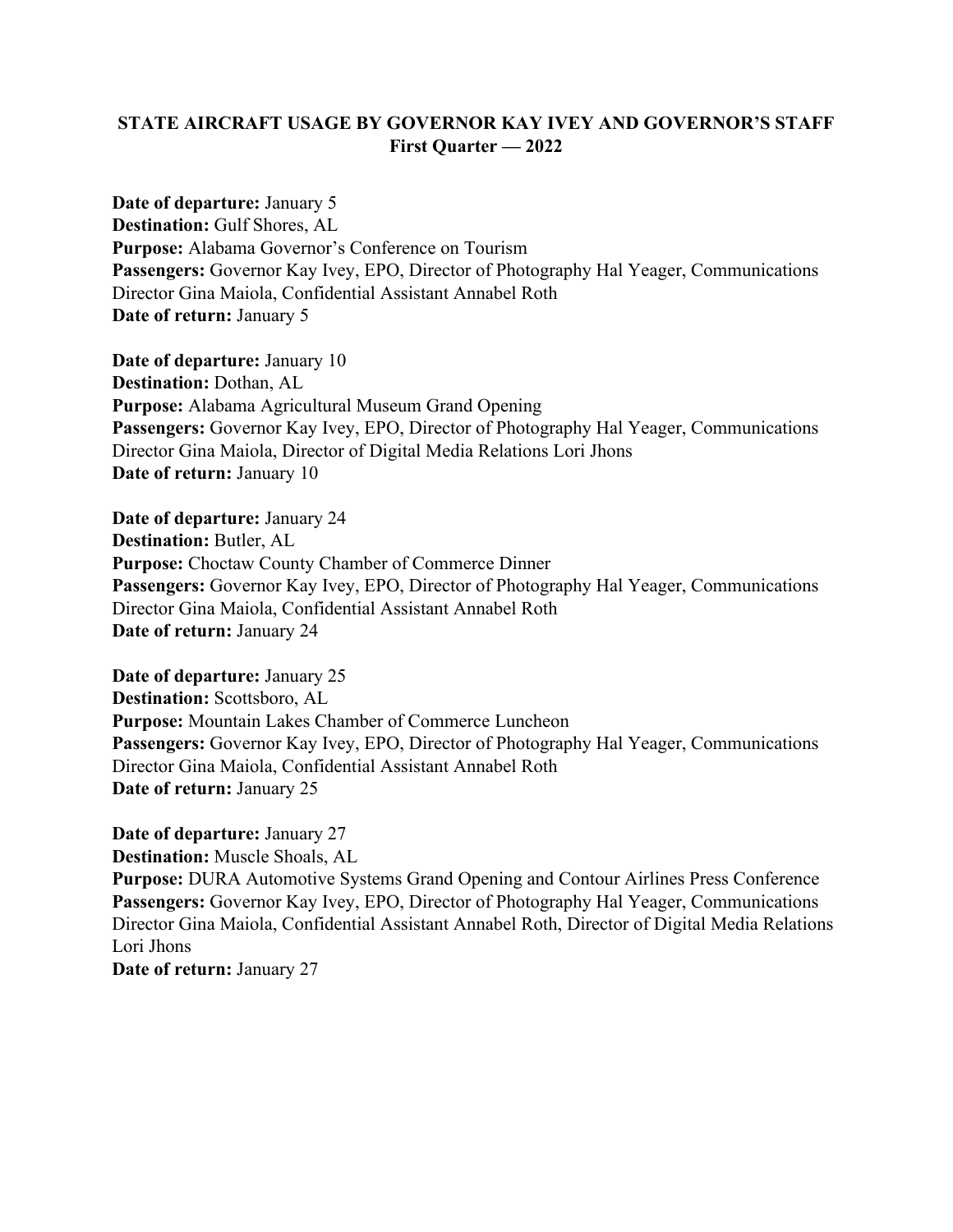# STATE AIRCRAFT USAGE BY GOVERNOR KAY IVEY AND GOVERNOR'S STAFF
## First Quarter — 2022

**Date of departure:** January 5
**Destination:** Gulf Shores, AL
**Purpose:** Alabama Governor's Conference on Tourism
**Passengers:** Governor Kay Ivey, EPO, Director of Photography Hal Yeager, Communications Director Gina Maiola, Confidential Assistant Annabel Roth
**Date of return:** January 5

**Date of departure:** January 10
**Destination:** Dothan, AL
**Purpose:** Alabama Agricultural Museum Grand Opening
**Passengers:** Governor Kay Ivey, EPO, Director of Photography Hal Yeager, Communications Director Gina Maiola, Director of Digital Media Relations Lori Jhons
**Date of return:** January 10

**Date of departure:** January 24
**Destination:** Butler, AL
**Purpose:** Choctaw County Chamber of Commerce Dinner
**Passengers:** Governor Kay Ivey, EPO, Director of Photography Hal Yeager, Communications Director Gina Maiola, Confidential Assistant Annabel Roth
**Date of return:** January 24

**Date of departure:** January 25
**Destination:** Scottsboro, AL
**Purpose:** Mountain Lakes Chamber of Commerce Luncheon
**Passengers:** Governor Kay Ivey, EPO, Director of Photography Hal Yeager, Communications Director Gina Maiola, Confidential Assistant Annabel Roth
**Date of return:** January 25

**Date of departure:** January 27
**Destination:** Muscle Shoals, AL
**Purpose:** DURA Automotive Systems Grand Opening and Contour Airlines Press Conference
**Passengers:** Governor Kay Ivey, EPO, Director of Photography Hal Yeager, Communications Director Gina Maiola, Confidential Assistant Annabel Roth, Director of Digital Media Relations Lori Jhons
**Date of return:** January 27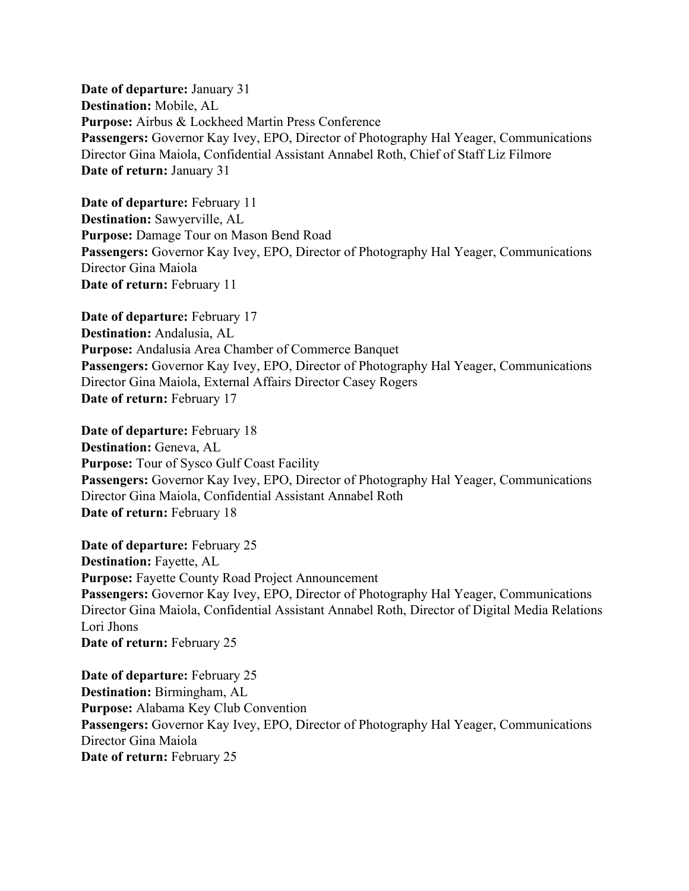**Date of departure:** January 31
**Destination:** Mobile, AL
**Purpose:** Airbus & Lockheed Martin Press Conference
**Passengers:** Governor Kay Ivey, EPO, Director of Photography Hal Yeager, Communications Director Gina Maiola, Confidential Assistant Annabel Roth, Chief of Staff Liz Filmore
**Date of return:** January 31

**Date of departure:** February 11
**Destination:** Sawyerville, AL
**Purpose:** Damage Tour on Mason Bend Road
**Passengers:** Governor Kay Ivey, EPO, Director of Photography Hal Yeager, Communications Director Gina Maiola
**Date of return:** February 11

**Date of departure:** February 17
**Destination:** Andalusia, AL
**Purpose:** Andalusia Area Chamber of Commerce Banquet
**Passengers:** Governor Kay Ivey, EPO, Director of Photography Hal Yeager, Communications Director Gina Maiola, External Affairs Director Casey Rogers
**Date of return:** February 17

**Date of departure:** February 18
**Destination:** Geneva, AL
**Purpose:** Tour of Sysco Gulf Coast Facility
**Passengers:** Governor Kay Ivey, EPO, Director of Photography Hal Yeager, Communications Director Gina Maiola, Confidential Assistant Annabel Roth
**Date of return:** February 18

**Date of departure:** February 25
**Destination:** Fayette, AL
**Purpose:** Fayette County Road Project Announcement
**Passengers:** Governor Kay Ivey, EPO, Director of Photography Hal Yeager, Communications Director Gina Maiola, Confidential Assistant Annabel Roth, Director of Digital Media Relations Lori Jhons
**Date of return:** February 25

**Date of departure:** February 25
**Destination:** Birmingham, AL
**Purpose:** Alabama Key Club Convention
**Passengers:** Governor Kay Ivey, EPO, Director of Photography Hal Yeager, Communications Director Gina Maiola
**Date of return:** February 25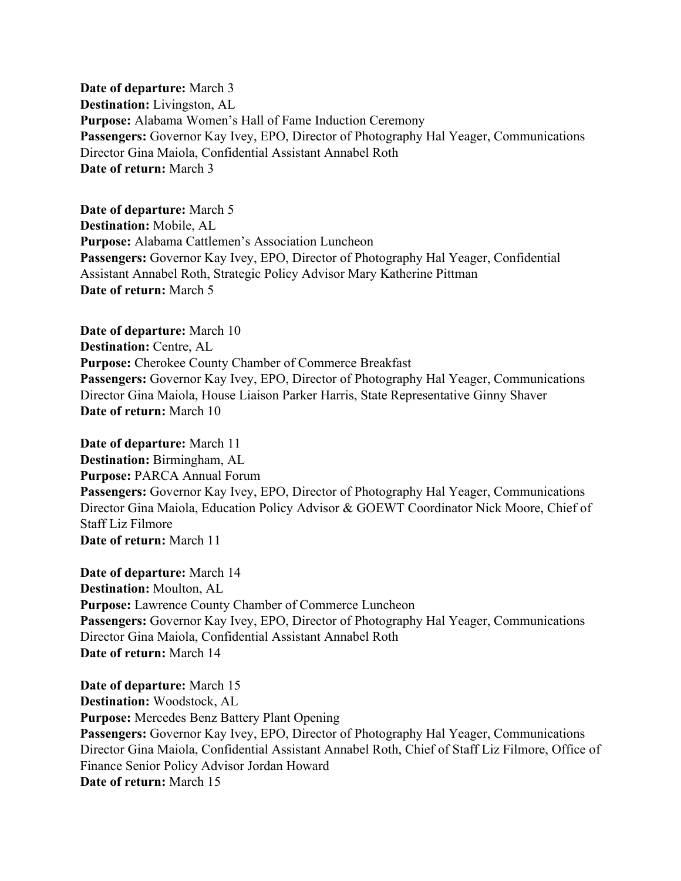**Date of departure:** March 3
**Destination:** Livingston, AL
**Purpose:** Alabama Women's Hall of Fame Induction Ceremony
**Passengers:** Governor Kay Ivey, EPO, Director of Photography Hal Yeager, Communications Director Gina Maiola, Confidential Assistant Annabel Roth
**Date of return:** March 3

**Date of departure:** March 5
**Destination:** Mobile, AL
**Purpose:** Alabama Cattlemen's Association Luncheon
**Passengers:** Governor Kay Ivey, EPO, Director of Photography Hal Yeager, Confidential Assistant Annabel Roth, Strategic Policy Advisor Mary Katherine Pittman
**Date of return:** March 5

**Date of departure:** March 10
**Destination:** Centre, AL
**Purpose:** Cherokee County Chamber of Commerce Breakfast
**Passengers:** Governor Kay Ivey, EPO, Director of Photography Hal Yeager, Communications Director Gina Maiola, House Liaison Parker Harris, State Representative Ginny Shaver
**Date of return:** March 10

**Date of departure:** March 11
**Destination:** Birmingham, AL
**Purpose:** PARCA Annual Forum
**Passengers:** Governor Kay Ivey, EPO, Director of Photography Hal Yeager, Communications Director Gina Maiola, Education Policy Advisor & GOEWT Coordinator Nick Moore, Chief of Staff Liz Filmore
**Date of return:** March 11

**Date of departure:** March 14
**Destination:** Moulton, AL
**Purpose:** Lawrence County Chamber of Commerce Luncheon
**Passengers:** Governor Kay Ivey, EPO, Director of Photography Hal Yeager, Communications Director Gina Maiola, Confidential Assistant Annabel Roth
**Date of return:** March 14

**Date of departure:** March 15
**Destination:** Woodstock, AL
**Purpose:** Mercedes Benz Battery Plant Opening
**Passengers:** Governor Kay Ivey, EPO, Director of Photography Hal Yeager, Communications Director Gina Maiola, Confidential Assistant Annabel Roth, Chief of Staff Liz Filmore, Office of Finance Senior Policy Advisor Jordan Howard
**Date of return:** March 15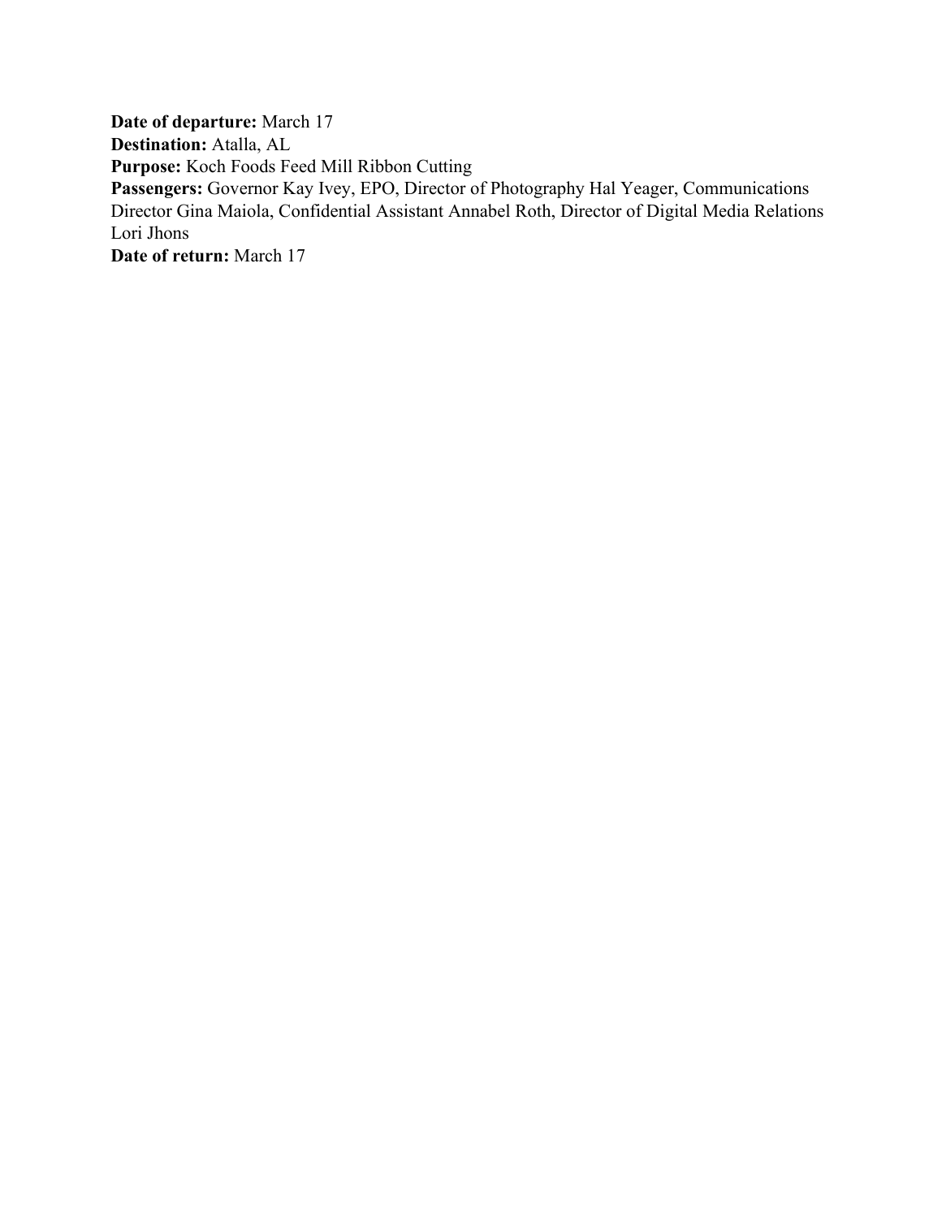**Date of departure:** March 17
**Destination:** Atalla, AL
**Purpose:** Koch Foods Feed Mill Ribbon Cutting
**Passengers:** Governor Kay Ivey, EPO, Director of Photography Hal Yeager, Communications Director Gina Maiola, Confidential Assistant Annabel Roth, Director of Digital Media Relations Lori Jhons
**Date of return:** March 17